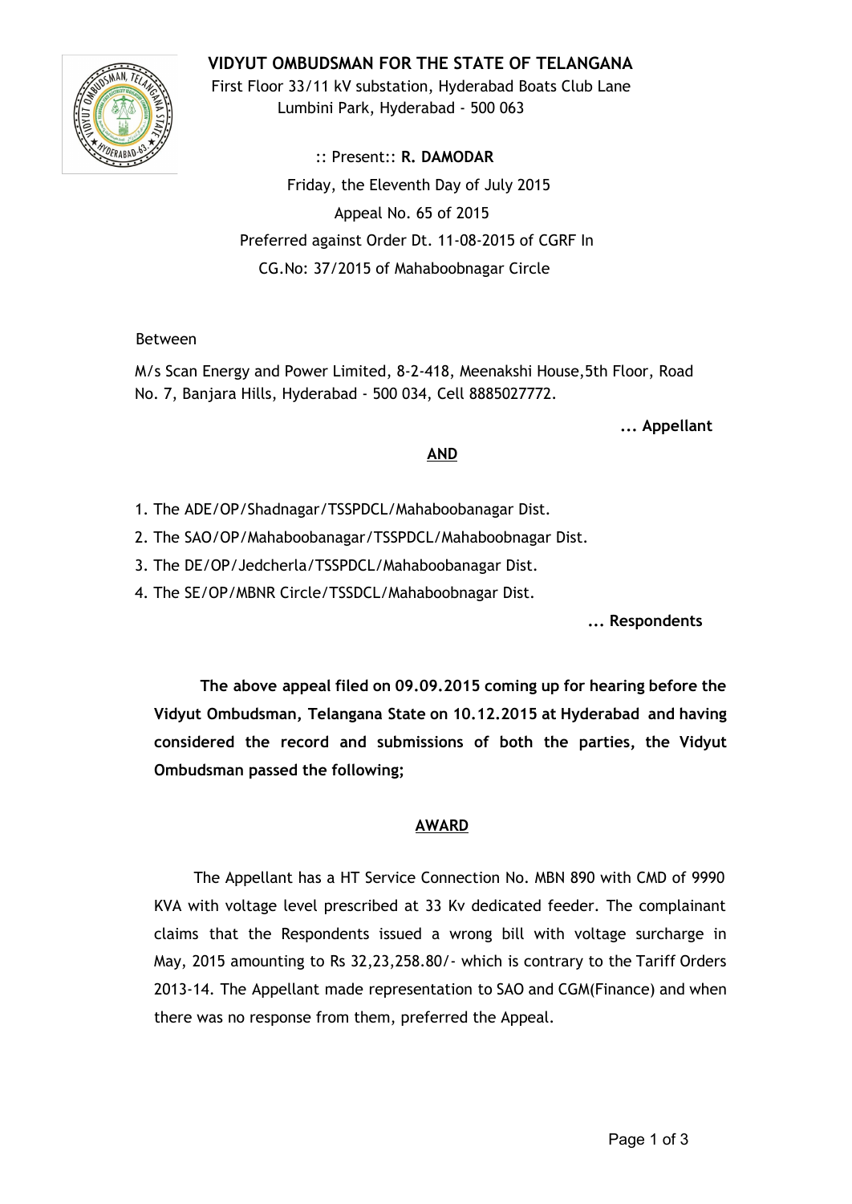# VIDYUT OMBUDSMAN FOR THE STATE OF TELANGANA

First Floor 33/11 kV substation, Hyderabad Boats Club Lane
Lumbini Park, Hyderabad - 500 063

:: Present:: **R. DAMODAR**

Friday, the Eleventh Day of July 2015

Appeal No. 65 of 2015

Preferred against Order Dt. 11-08-2015 of CGRF In
CG.No: 37/2015 of Mahaboobnagar Circle

Between

M/s Scan Energy and Power Limited, 8-2-418, Meenakshi House,5th Floor, Road No. 7, Banjara Hills, Hyderabad - 500 034, Cell 8885027772.

**... Appellant**

**AND**

1. The ADE/OP/Shadnagar/TSSPDCL/Mahaboobanagar Dist.
2. The SAO/OP/Mahaboobanagar/TSSPDCL/Mahaboobnagar Dist.
3. The DE/OP/Jedcherla/TSSPDCL/Mahaboobanagar Dist.
4. The SE/OP/MBNR Circle/TSSDCL/Mahaboobnagar Dist.

**... Respondents**

**The above appeal filed on 09.09.2015 coming up for hearing before the Vidyut Ombudsman, Telangana State on 10.12.2015 at Hyderabad and having considered the record and submissions of both the parties, the Vidyut Ombudsman passed the following;**

## AWARD

The Appellant has a HT Service Connection No. MBN 890 with CMD of 9990 KVA with voltage level prescribed at 33 Kv dedicated feeder. The complainant claims that the Respondents issued a wrong bill with voltage surcharge in May, 2015 amounting to Rs 32,23,258.80/- which is contrary to the Tariff Orders 2013-14. The Appellant made representation to SAO and CGM(Finance) and when there was no response from them, preferred the Appeal.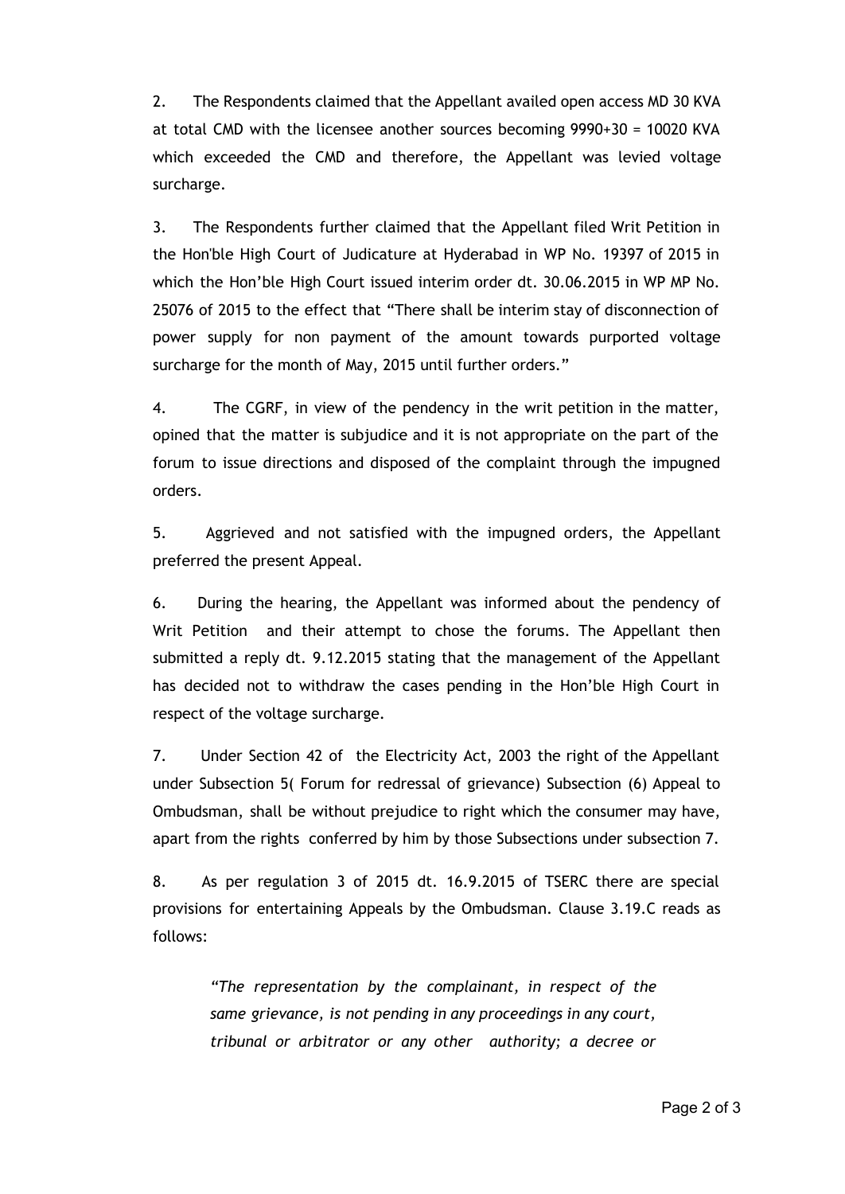2. The Respondents claimed that the Appellant availed open access MD 30 KVA at total CMD with the licensee another sources becoming 9990+30 = 10020 KVA which exceeded the CMD and therefore, the Appellant was levied voltage surcharge.

3. The Respondents further claimed that the Appellant filed Writ Petition in the Hon'ble High Court of Judicature at Hyderabad in WP No. 19397 of 2015 in which the Hon'ble High Court issued interim order dt. 30.06.2015 in WP MP No. 25076 of 2015 to the effect that "There shall be interim stay of disconnection of power supply for non payment of the amount towards purported voltage surcharge for the month of May, 2015 until further orders."

4. The CGRF, in view of the pendency in the writ petition in the matter, opined that the matter is subjudice and it is not appropriate on the part of the forum to issue directions and disposed of the complaint through the impugned orders.

5. Aggrieved and not satisfied with the impugned orders, the Appellant preferred the present Appeal.

6. During the hearing, the Appellant was informed about the pendency of Writ Petition and their attempt to chose the forums. The Appellant then submitted a reply dt. 9.12.2015 stating that the management of the Appellant has decided not to withdraw the cases pending in the Hon'ble High Court in respect of the voltage surcharge.

7. Under Section 42 of the Electricity Act, 2003 the right of the Appellant under Subsection 5( Forum for redressal of grievance) Subsection (6) Appeal to Ombudsman, shall be without prejudice to right which the consumer may have, apart from the rights conferred by him by those Subsections under subsection 7.

8. As per regulation 3 of 2015 dt. 16.9.2015 of TSERC there are special provisions for entertaining Appeals by the Ombudsman. Clause 3.19.C reads as follows:

> *"The representation by the complainant, in respect of the same grievance, is not pending in any proceedings in any court, tribunal or arbitrator or any other authority; a decree or*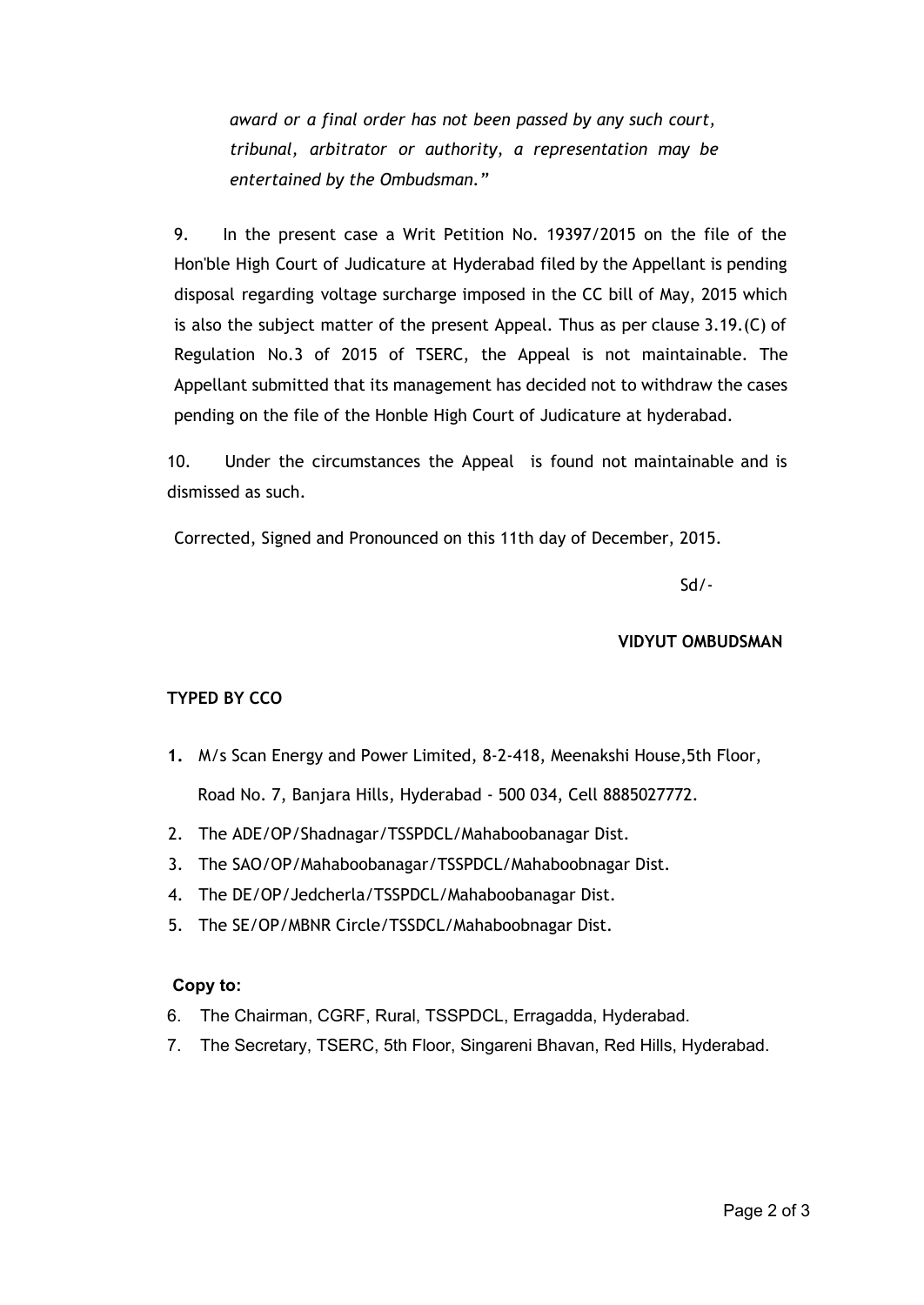*award or a final order has not been passed by any such court, tribunal, arbitrator or authority, a representation may be entertained by the Ombudsman."*

9. In the present case a Writ Petition No. 19397/2015 on the file of the Hon'ble High Court of Judicature at Hyderabad filed by the Appellant is pending disposal regarding voltage surcharge imposed in the CC bill of May, 2015 which is also the subject matter of the present Appeal. Thus as per clause 3.19.(C) of Regulation No.3 of 2015 of TSERC, the Appeal is not maintainable. The Appellant submitted that its management has decided not to withdraw the cases pending on the file of the Honble High Court of Judicature at hyderabad.

10. Under the circumstances the Appeal is found not maintainable and is dismissed as such.

Corrected, Signed and Pronounced on this 11th day of December, 2015.

Sd/-

**VIDYUT OMBUDSMAN**

**TYPED BY CCO**

1. M/s Scan Energy and Power Limited, 8-2-418, Meenakshi House,5th Floor, Road No. 7, Banjara Hills, Hyderabad - 500 034, Cell 8885027772.
2. The ADE/OP/Shadnagar/TSSPDCL/Mahaboobanagar Dist.
3. The SAO/OP/Mahaboobanagar/TSSPDCL/Mahaboobnagar Dist.
4. The DE/OP/Jedcherla/TSSPDCL/Mahaboobanagar Dist.
5. The SE/OP/MBNR Circle/TSSDCL/Mahaboobnagar Dist.

**Copy to:**

6. The Chairman, CGRF, Rural, TSSPDCL, Erragadda, Hyderabad.
7. The Secretary, TSERC, 5th Floor, Singareni Bhavan, Red Hills, Hyderabad.